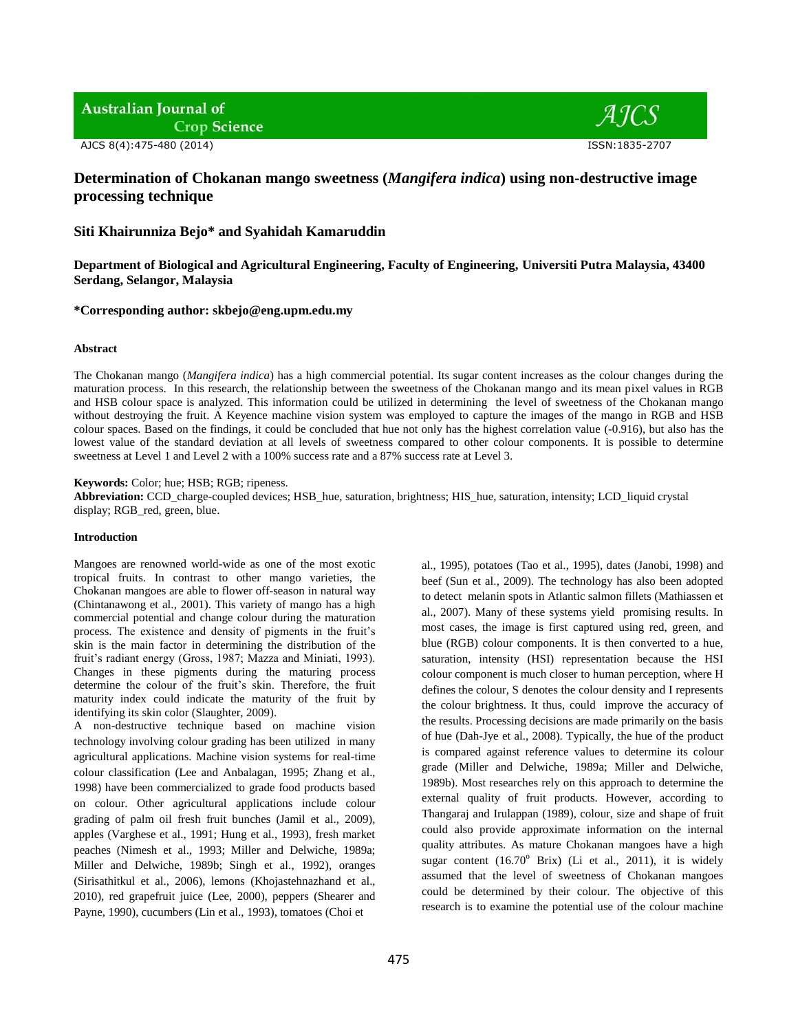# Determination of Chokanan mango sweetness (*Mangifera indica*) using non-destructive image processing technique

**Siti Khairunniza Bejo\* and Syahidah Kamaruddin**

**Department of Biological and Agricultural Engineering, Faculty of Engineering, Universiti Putra Malaysia, 43400 Serdang, Selangor, Malaysia**

**\*Corresponding author: skbejo@eng.upm.edu.my**

#### Abstract

The Chokanan mango (*Mangifera indica*) has a high commercial potential. Its sugar content increases as the colour changes during the maturation process. In this research, the relationship between the sweetness of the Chokanan mango and its mean pixel values in RGB and HSB colour space is analyzed. This information could be utilized in determining the level of sweetness of the Chokanan mango without destroying the fruit. A Keyence machine vision system was employed to capture the images of the mango in RGB and HSB colour spaces. Based on the findings, it could be concluded that hue not only has the highest correlation value (-0.916), but also has the lowest value of the standard deviation at all levels of sweetness compared to other colour components. It is possible to determine sweetness at Level 1 and Level 2 with a 100% success rate and a 87% success rate at Level 3.

**Keywords:** Color; hue; HSB; RGB; ripeness.
**Abbreviation:** CCD_charge-coupled devices; HSB_hue, saturation, brightness; HIS_hue, saturation, intensity; LCD_liquid crystal display; RGB_red, green, blue.

#### Introduction

Mangoes are renowned world-wide as one of the most exotic tropical fruits. In contrast to other mango varieties, the Chokanan mangoes are able to flower off-season in natural way (Chintanawong et al., 2001). This variety of mango has a high commercial potential and change colour during the maturation process. The existence and density of pigments in the fruit's skin is the main factor in determining the distribution of the fruit's radiant energy (Gross, 1987; Mazza and Miniati, 1993). Changes in these pigments during the maturing process determine the colour of the fruit's skin. Therefore, the fruit maturity index could indicate the maturity of the fruit by identifying its skin color (Slaughter, 2009).

A non-destructive technique based on machine vision technology involving colour grading has been utilized in many agricultural applications. Machine vision systems for real-time colour classification (Lee and Anbalagan, 1995; Zhang et al., 1998) have been commercialized to grade food products based on colour. Other agricultural applications include colour grading of palm oil fresh fruit bunches (Jamil et al., 2009), apples (Varghese et al., 1991; Hung et al., 1993), fresh market peaches (Nimesh et al., 1993; Miller and Delwiche, 1989a; Miller and Delwiche, 1989b; Singh et al., 1992), oranges (Sirisathitkul et al., 2006), lemons (Khojastehnazhand et al., 2010), red grapefruit juice (Lee, 2000), peppers (Shearer and Payne, 1990), cucumbers (Lin et al., 1993), tomatoes (Choi et al., 1995), potatoes (Tao et al., 1995), dates (Janobi, 1998) and beef (Sun et al., 2009). The technology has also been adopted to detect melanin spots in Atlantic salmon fillets (Mathiassen et al., 2007). Many of these systems yield promising results. In most cases, the image is first captured using red, green, and blue (RGB) colour components. It is then converted to a hue, saturation, intensity (HSI) representation because the HSI colour component is much closer to human perception, where H defines the colour, S denotes the colour density and I represents the colour brightness. It thus, could improve the accuracy of the results. Processing decisions are made primarily on the basis of hue (Dah-Jye et al., 2008). Typically, the hue of the product is compared against reference values to determine its colour grade (Miller and Delwiche, 1989a; Miller and Delwiche, 1989b). Most researches rely on this approach to determine the external quality of fruit products. However, according to Thangaraj and Irulappan (1989), colour, size and shape of fruit could also provide approximate information on the internal quality attributes. As mature Chokanan mangoes have a high sugar content ($16.70^{o}$ Brix) (Li et al., 2011), it is widely assumed that the level of sweetness of Chokanan mangoes could be determined by their colour. The objective of this research is to examine the potential use of the colour machine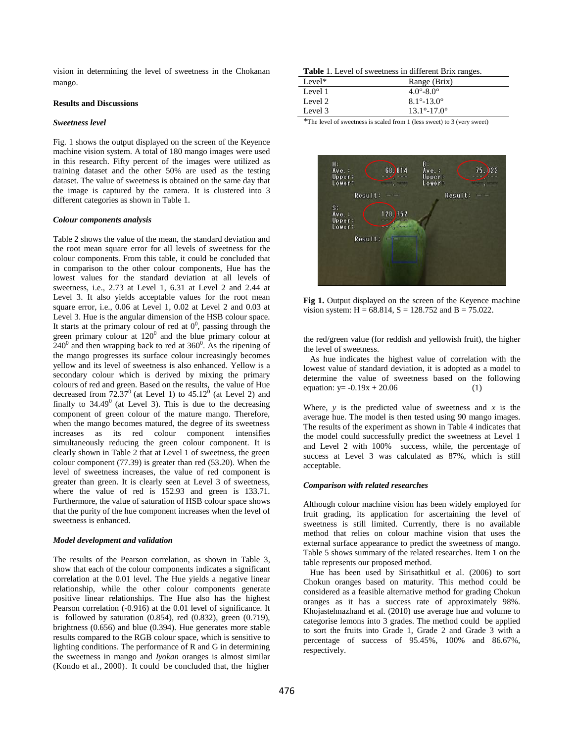vision in determining the level of sweetness in the Chokanan mango.

## Results and Discussions

### *Sweetness level*

Fig. 1 shows the output displayed on the screen of the Keyence machine vision system. A total of 180 mango images were used in this research. Fifty percent of the images were utilized as training dataset and the other 50% are used as the testing dataset. The value of sweetness is obtained on the same day that the image is captured by the camera. It is clustered into 3 different categories as shown in Table 1.

**Table** 1. Level of sweetness in different Brix ranges.

| Level* | Range (Brix) |
|---|---|
| Level 1 | 4.0°-8.0° |
| Level 2 | 8.1°-13.0° |
| Level 3 | 13.1°-17.0° |

*The level of sweetness is scaled from 1 (less sweet) to 3 (very sweet)

### *Colour components analysis*

Table 2 shows the value of the mean, the standard deviation and the root mean square error for all levels of sweetness for the colour components. From this table, it could be concluded that in comparison to the other colour components, Hue has the lowest values for the standard deviation at all levels of sweetness, i.e., 2.73 at Level 1, 6.31 at Level 2 and 2.44 at Level 3. It also yields acceptable values for the root mean square error, i.e., 0.06 at Level 1, 0.02 at Level 2 and 0.03 at Level 3. Hue is the angular dimension of the HSB colour space. It starts at the primary colour of red at $0^0$, passing through the green primary colour at $120^0$ and the blue primary colour at $240^0$ and then wrapping back to red at $360^0$. As the ripening of the mango progresses its surface colour increasingly becomes yellow and its level of sweetness is also enhanced. Yellow is a secondary colour which is derived by mixing the primary colours of red and green. Based on the results, the value of Hue decreased from $72.37^0$ (at Level 1) to $45.12^0$ (at Level 2) and finally to $34.49^0$ (at Level 3). This is due to the decreasing component of green colour of the mature mango. Therefore, when the mango becomes matured, the degree of its sweetness increases as its red colour component intensifies simultaneously reducing the green colour component. It is clearly shown in Table 2 that at Level 1 of sweetness, the green colour component (77.39) is greater than red (53.20). When the level of sweetness increases, the value of red component is greater than green. It is clearly seen at Level 3 of sweetness, where the value of red is 152.93 and green is 133.71. Furthermore, the value of saturation of HSB colour space shows that the purity of the hue component increases when the level of sweetness is enhanced.

### *Model development and validation*

The results of the Pearson correlation, as shown in Table 3, show that each of the colour components indicates a significant correlation at the 0.01 level. The Hue yields a negative linear relationship, while the other colour components generate positive linear relationships. The Hue also has the highest Pearson correlation (-0.916) at the 0.01 level of significance. It is followed by saturation (0.854), red (0.832), green (0.719), brightness (0.656) and blue (0.394). Hue generates more stable results compared to the RGB colour space, which is sensitive to lighting conditions. The performance of R and G in determining the sweetness in mango and *Iyokan* oranges is almost similar (Kondo et al., 2000). It could be concluded that, the higher the red/green value (for reddish and yellowish fruit), the higher the level of sweetness.

**Fig 1.** Output displayed on the screen of the Keyence machine vision system: H = 68.814, S = 128.752 and B = 75.022.

As hue indicates the highest value of correlation with the lowest value of standard deviation, it is adopted as a model to determine the value of sweetness based on the following equation: $y = -0.19x + 20.06$ (1)

Where, $y$ is the predicted value of sweetness and $x$ is the average hue. The model is then tested using 90 mango images. The results of the experiment as shown in Table 4 indicates that the model could successfully predict the sweetness at Level 1 and Level 2 with 100% success, while, the percentage of success at Level 3 was calculated as 87%, which is still acceptable.

### *Comparison with related researches*

Although colour machine vision has been widely employed for fruit grading, its application for ascertaining the level of sweetness is still limited. Currently, there is no available method that relies on colour machine vision that uses the external surface appearance to predict the sweetness of mango. Table 5 shows summary of the related researches. Item 1 on the table represents our proposed method.

Hue has been used by Sirisathitkul et al. (2006) to sort Chokun oranges based on maturity. This method could be considered as a feasible alternative method for grading Chokun oranges as it has a success rate of approximately 98%. Khojastehnazhand et al. (2010) use average hue and volume to categorise lemons into 3 grades. The method could be applied to sort the fruits into Grade 1, Grade 2 and Grade 3 with a percentage of success of 95.45%, 100% and 86.67%, respectively.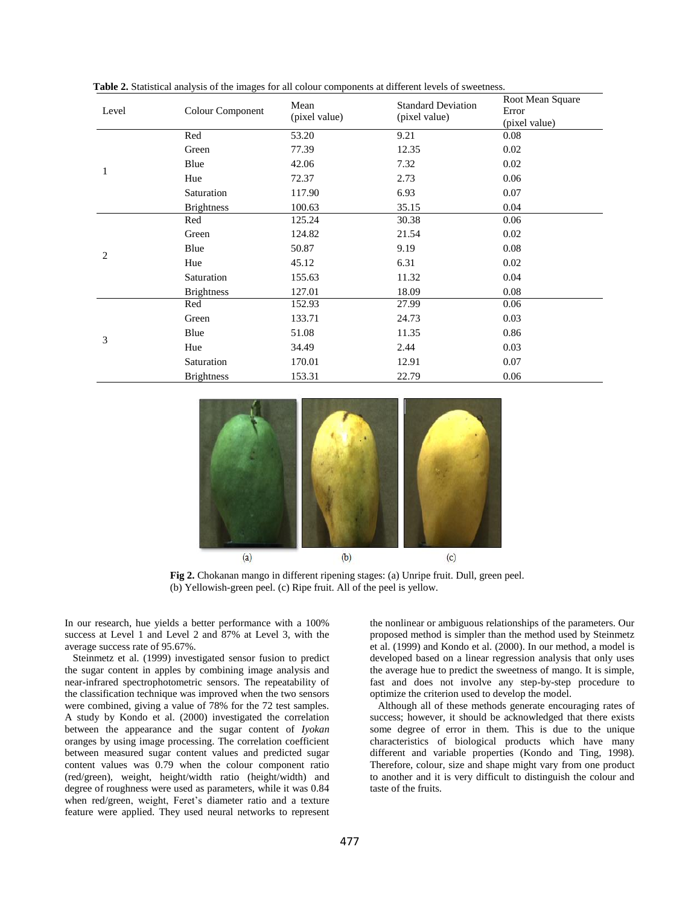**Table 2.** Statistical analysis of the images for all colour components at different levels of sweetness.

| Level | Colour Component | Mean (pixel value) | Standard Deviation (pixel value) | Root Mean Square Error (pixel value) |
|---|---|---|---|---|
| 1 | Red | 53.20 | 9.21 | 0.08 |
| | Green | 77.39 | 12.35 | 0.02 |
| | Blue | 42.06 | 7.32 | 0.02 |
| | Hue | 72.37 | 2.73 | 0.06 |
| | Saturation | 117.90 | 6.93 | 0.07 |
| | Brightness | 100.63 | 35.15 | 0.04 |
| 2 | Red | 125.24 | 30.38 | 0.06 |
| | Green | 124.82 | 21.54 | 0.02 |
| | Blue | 50.87 | 9.19 | 0.08 |
| | Hue | 45.12 | 6.31 | 0.02 |
| | Saturation | 155.63 | 11.32 | 0.04 |
| | Brightness | 127.01 | 18.09 | 0.08 |
| 3 | Red | 152.93 | 27.99 | 0.06 |
| | Green | 133.71 | 24.73 | 0.03 |
| | Blue | 51.08 | 11.35 | 0.86 |
| | Hue | 34.49 | 2.44 | 0.03 |
| | Saturation | 170.01 | 12.91 | 0.07 |
| | Brightness | 153.31 | 22.79 | 0.06 |

(a) (b) (c)

**Fig 2.** Chokanan mango in different ripening stages: (a) Unripe fruit. Dull, green peel. (b) Yellowish-green peel. (c) Ripe fruit. All of the peel is yellow.

In our research, hue yields a better performance with a 100% success at Level 1 and Level 2 and 87% at Level 3, with the average success rate of 95.67%.

Steinmetz et al. (1999) investigated sensor fusion to predict the sugar content in apples by combining image analysis and near-infrared spectrophotometric sensors. The repeatability of the classification technique was improved when the two sensors were combined, giving a value of 78% for the 72 test samples. A study by Kondo et al. (2000) investigated the correlation between the appearance and the sugar content of *Iyokan* oranges by using image processing. The correlation coefficient between measured sugar content values and predicted sugar content values was 0.79 when the colour component ratio (red/green), weight, height/width ratio (height/width) and degree of roughness were used as parameters, while it was 0.84 when red/green, weight, Feret's diameter ratio and a texture feature were applied. They used neural networks to represent the nonlinear or ambiguous relationships of the parameters. Our proposed method is simpler than the method used by Steinmetz et al. (1999) and Kondo et al. (2000). In our method, a model is developed based on a linear regression analysis that only uses the average hue to predict the sweetness of mango. It is simple, fast and does not involve any step-by-step procedure to optimize the criterion used to develop the model.

Although all of these methods generate encouraging rates of success; however, it should be acknowledged that there exists some degree of error in them. This is due to the unique characteristics of biological products which have many different and variable properties (Kondo and Ting, 1998). Therefore, colour, size and shape might vary from one product to another and it is very difficult to distinguish the colour and taste of the fruits.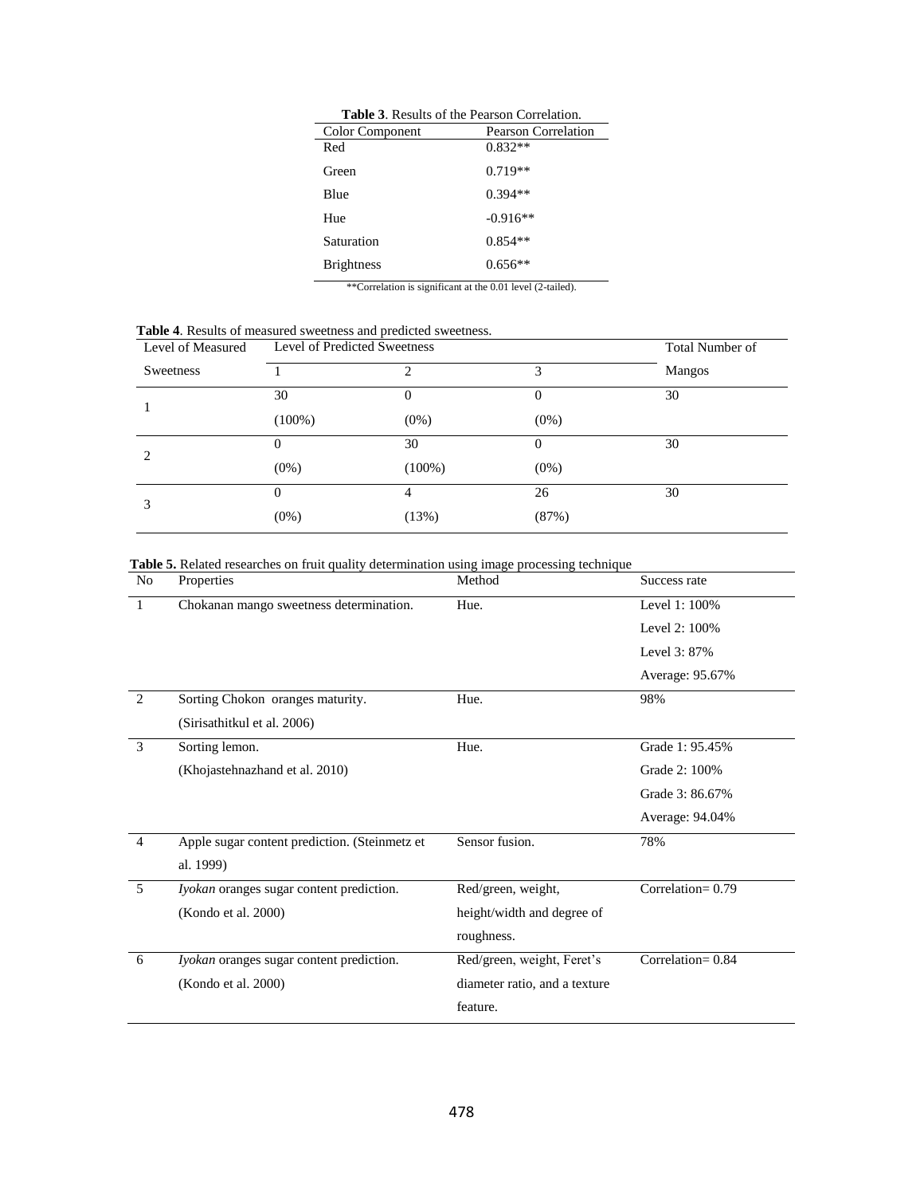**Table 3**. Results of the Pearson Correlation.

| Color Component | Pearson Correlation |
|---|---|
| Red | 0.832** |
| Green | 0.719** |
| Blue | 0.394** |
| Hue | -0.916** |
| Saturation | 0.854** |
| Brightness | 0.656** |

**Correlation is significant at the 0.01 level (2-tailed).

**Table 4**. Results of measured sweetness and predicted sweetness.

| Level of Measured Sweetness | Level of Predicted Sweetness | | | Total Number of Mangos |
|---|---|---|---|---|
| | 1 | 2 | 3 | |
| 1 | 30 (100%) | 0 (0%) | 0 (0%) | 30 |
| 2 | 0 (0%) | 30 (100%) | 0 (0%) | 30 |
| 3 | 0 (0%) | 4 (13%) | 26 (87%) | 30 |

**Table 5.** Related researches on fruit quality determination using image processing technique

| No | Properties | Method | Success rate |
|---|---|---|---|
| 1 | Chokanan mango sweetness determination. | Hue. | Level 1: 100%<br>Level 2: 100%<br>Level 3: 87%<br>Average: 95.67% |
| 2 | Sorting Chokon oranges maturity.<br>(Sirisathitkul et al. 2006) | Hue. | 98% |
| 3 | Sorting lemon.<br>(Khojastehnazhand et al. 2010) | Hue. | Grade 1: 95.45%<br>Grade 2: 100%<br>Grade 3: 86.67%<br>Average: 94.04% |
| 4 | Apple sugar content prediction. (Steinmetz et al. 1999) | Sensor fusion. | 78% |
| 5 | *Iyokan* oranges sugar content prediction.<br>(Kondo et al. 2000) | Red/green, weight, height/width and degree of roughness. | Correlation= 0.79 |
| 6 | *Iyokan* oranges sugar content prediction.<br>(Kondo et al. 2000) | Red/green, weight, Feret's diameter ratio, and a texture feature. | Correlation= 0.84 |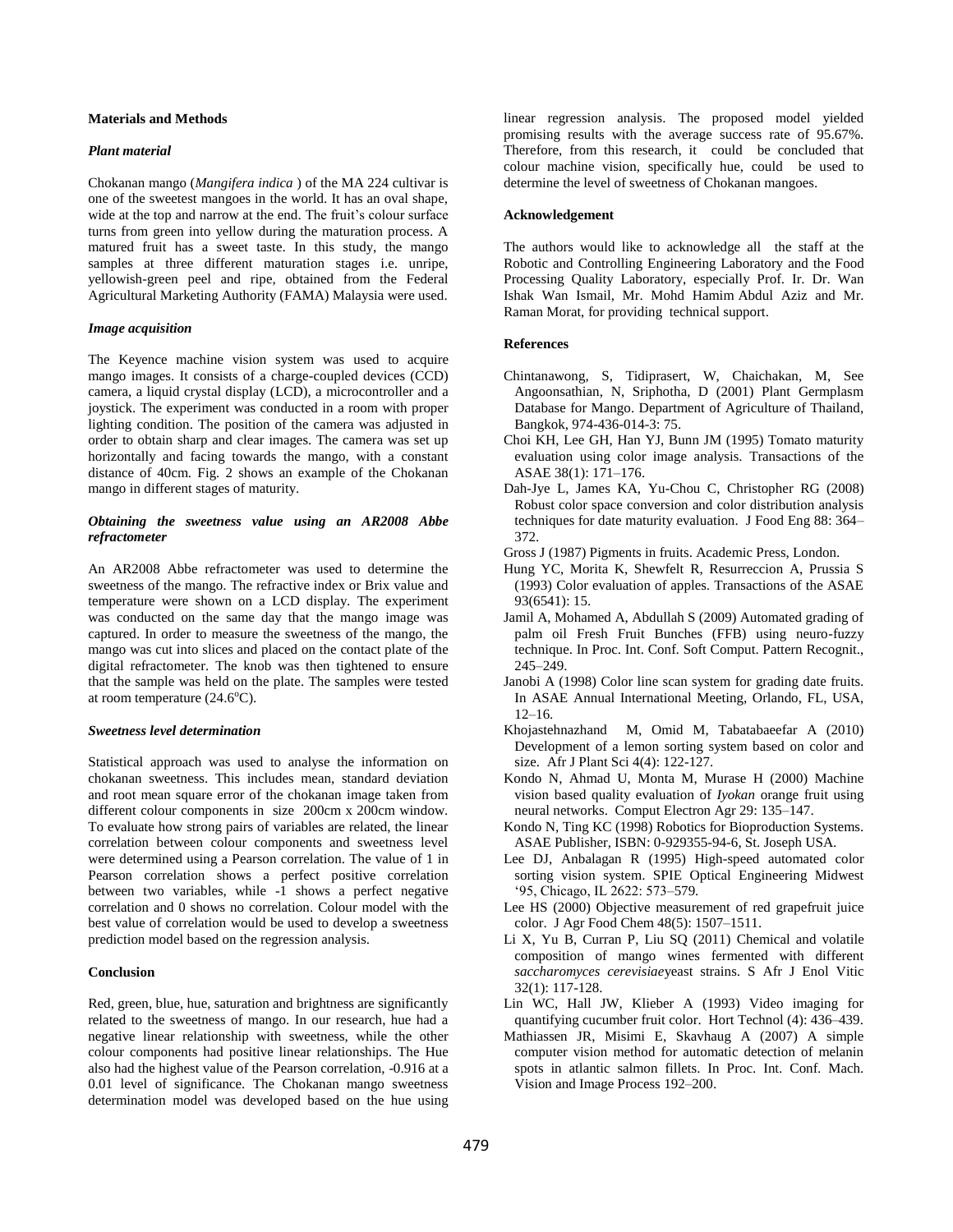## Materials and Methods

### *Plant material*

Chokanan mango (*Mangifera indica* ) of the MA 224 cultivar is one of the sweetest mangoes in the world. It has an oval shape, wide at the top and narrow at the end. The fruit's colour surface turns from green into yellow during the maturation process. A matured fruit has a sweet taste. In this study, the mango samples at three different maturation stages i.e. unripe, yellowish-green peel and ripe, obtained from the Federal Agricultural Marketing Authority (FAMA) Malaysia were used.

### *Image acquisition*

The Keyence machine vision system was used to acquire mango images. It consists of a charge-coupled devices (CCD) camera, a liquid crystal display (LCD), a microcontroller and a joystick. The experiment was conducted in a room with proper lighting condition. The position of the camera was adjusted in order to obtain sharp and clear images. The camera was set up horizontally and facing towards the mango, with a constant distance of 40cm. Fig. 2 shows an example of the Chokanan mango in different stages of maturity.

### *Obtaining the sweetness value using an AR2008 Abbe refractometer*

An AR2008 Abbe refractometer was used to determine the sweetness of the mango. The refractive index or Brix value and temperature were shown on a LCD display. The experiment was conducted on the same day that the mango image was captured. In order to measure the sweetness of the mango, the mango was cut into slices and placed on the contact plate of the digital refractometer. The knob was then tightened to ensure that the sample was held on the plate. The samples were tested at room temperature (24.6$^{o}$C).

### *Sweetness level determination*

Statistical approach was used to analyse the information on chokanan sweetness. This includes mean, standard deviation and root mean square error of the chokanan image taken from different colour components in size 200cm x 200cm window. To evaluate how strong pairs of variables are related, the linear correlation between colour components and sweetness level were determined using a Pearson correlation. The value of 1 in Pearson correlation shows a perfect positive correlation between two variables, while -1 shows a perfect negative correlation and 0 shows no correlation. Colour model with the best value of correlation would be used to develop a sweetness prediction model based on the regression analysis.

## Conclusion

Red, green, blue, hue, saturation and brightness are significantly related to the sweetness of mango. In our research, hue had a negative linear relationship with sweetness, while the other colour components had positive linear relationships. The Hue also had the highest value of the Pearson correlation, -0.916 at a 0.01 level of significance. The Chokanan mango sweetness determination model was developed based on the hue using linear regression analysis. The proposed model yielded promising results with the average success rate of 95.67%. Therefore, from this research, it could be concluded that colour machine vision, specifically hue, could be used to determine the level of sweetness of Chokanan mangoes.

## Acknowledgement

The authors would like to acknowledge all the staff at the Robotic and Controlling Engineering Laboratory and the Food Processing Quality Laboratory, especially Prof. Ir. Dr. Wan Ishak Wan Ismail, Mr. Mohd Hamim Abdul Aziz and Mr. Raman Morat, for providing technical support.

## References

Chintanawong, S, Tidiprasert, W, Chaichakan, M, See Angoonsathian, N, Sriphotha, D (2001) Plant Germplasm Database for Mango. Department of Agriculture of Thailand, Bangkok, 974-436-014-3: 75.

Choi KH, Lee GH, Han YJ, Bunn JM (1995) Tomato maturity evaluation using color image analysis. Transactions of the ASAE 38(1): 171–176.

Dah-Jye L, James KA, Yu-Chou C, Christopher RG (2008) Robust color space conversion and color distribution analysis techniques for date maturity evaluation. J Food Eng 88: 364–372.

Gross J (1987) Pigments in fruits. Academic Press, London.

Hung YC, Morita K, Shewfelt R, Resurreccion A, Prussia S (1993) Color evaluation of apples. Transactions of the ASAE 93(6541): 15.

Jamil A, Mohamed A, Abdullah S (2009) Automated grading of palm oil Fresh Fruit Bunches (FFB) using neuro-fuzzy technique. In Proc. Int. Conf. Soft Comput. Pattern Recognit., 245–249.

Janobi A (1998) Color line scan system for grading date fruits. In ASAE Annual International Meeting, Orlando, FL, USA, 12–16.

Khojastehnazhand M, Omid M, Tabatabaeefar A (2010) Development of a lemon sorting system based on color and size. Afr J Plant Sci 4(4): 122-127.

Kondo N, Ahmad U, Monta M, Murase H (2000) Machine vision based quality evaluation of *Iyokan* orange fruit using neural networks. Comput Electron Agr 29: 135–147.

Kondo N, Ting KC (1998) Robotics for Bioproduction Systems. ASAE Publisher, ISBN: 0-929355-94-6, St. Joseph USA.

Lee DJ, Anbalagan R (1995) High-speed automated color sorting vision system. SPIE Optical Engineering Midwest '95, Chicago, IL 2622: 573–579.

Lee HS (2000) Objective measurement of red grapefruit juice color. J Agr Food Chem 48(5): 1507–1511.

Li X, Yu B, Curran P, Liu SQ (2011) Chemical and volatile composition of mango wines fermented with different *saccharomyces cerevisiae*yeast strains. S Afr J Enol Vitic 32(1): 117-128.

Lin WC, Hall JW, Klieber A (1993) Video imaging for quantifying cucumber fruit color. Hort Technol (4): 436–439.

Mathiassen JR, Misimi E, Skavhaug A (2007) A simple computer vision method for automatic detection of melanin spots in atlantic salmon fillets. In Proc. Int. Conf. Mach. Vision and Image Process 192–200.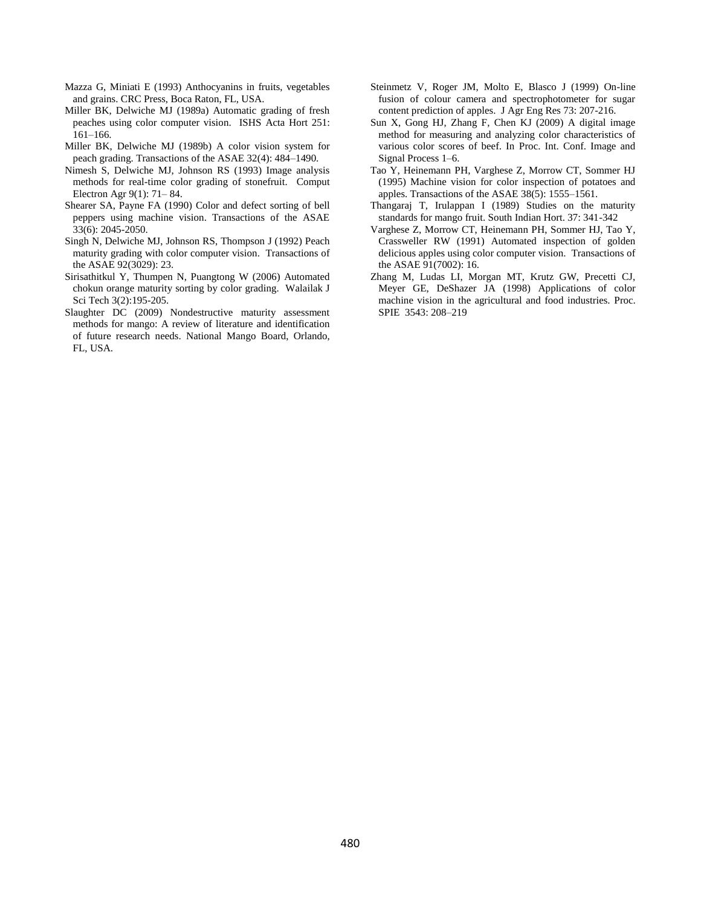Mazza G, Miniati E (1993) Anthocyanins in fruits, vegetables and grains. CRC Press, Boca Raton, FL, USA.

Miller BK, Delwiche MJ (1989a) Automatic grading of fresh peaches using color computer vision. ISHS Acta Hort 251: 161–166.

Miller BK, Delwiche MJ (1989b) A color vision system for peach grading. Transactions of the ASAE 32(4): 484–1490.

Nimesh S, Delwiche MJ, Johnson RS (1993) Image analysis methods for real-time color grading of stonefruit. Comput Electron Agr 9(1): 71– 84.

Shearer SA, Payne FA (1990) Color and defect sorting of bell peppers using machine vision. Transactions of the ASAE 33(6): 2045-2050.

Singh N, Delwiche MJ, Johnson RS, Thompson J (1992) Peach maturity grading with color computer vision. Transactions of the ASAE 92(3029): 23.

Sirisathitkul Y, Thumpen N, Puangtong W (2006) Automated chokun orange maturity sorting by color grading. Walailak J Sci Tech 3(2):195-205.

Slaughter DC (2009) Nondestructive maturity assessment methods for mango: A review of literature and identification of future research needs. National Mango Board, Orlando, FL, USA.

Steinmetz V, Roger JM, Molto E, Blasco J (1999) On-line fusion of colour camera and spectrophotometer for sugar content prediction of apples. J Agr Eng Res 73: 207-216.

Sun X, Gong HJ, Zhang F, Chen KJ (2009) A digital image method for measuring and analyzing color characteristics of various color scores of beef. In Proc. Int. Conf. Image and Signal Process 1–6.

Tao Y, Heinemann PH, Varghese Z, Morrow CT, Sommer HJ (1995) Machine vision for color inspection of potatoes and apples. Transactions of the ASAE 38(5): 1555–1561.

Thangaraj T, Irulappan I (1989) Studies on the maturity standards for mango fruit. South Indian Hort. 37: 341-342

Varghese Z, Morrow CT, Heinemann PH, Sommer HJ, Tao Y, Crassweller RW (1991) Automated inspection of golden delicious apples using color computer vision. Transactions of the ASAE 91(7002): 16.

Zhang M, Ludas LI, Morgan MT, Krutz GW, Precetti CJ, Meyer GE, DeShazer JA (1998) Applications of color machine vision in the agricultural and food industries. Proc. SPIE 3543: 208–219